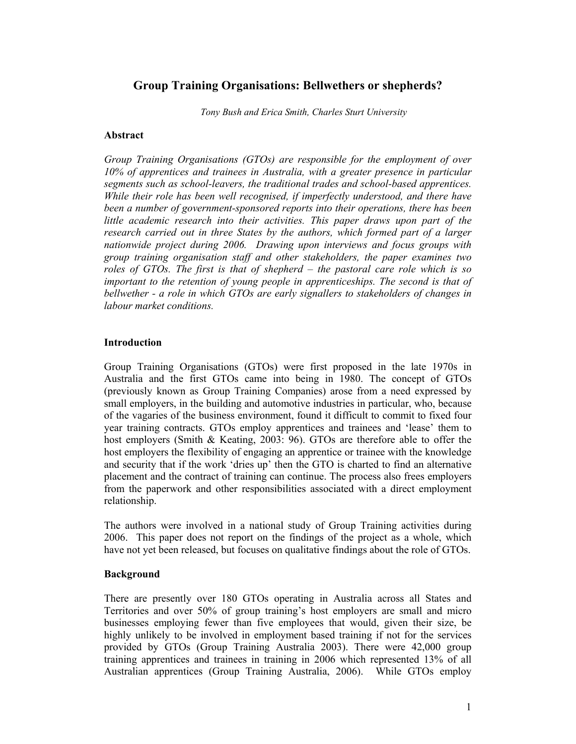# Group Training Organisations: Bellwethers or shepherds?

*Tony Bush and Erica Smith, Charles Sturt University*

## Abstract

*Group Training Organisations (GTOs) are responsible for the employment of over 10% of apprentices and trainees in Australia, with a greater presence in particular segments such as school-leavers, the traditional trades and school-based apprentices. While their role has been well recognised, if imperfectly understood, and there have been a number of government-sponsored reports into their operations, there has been little academic research into their activities. This paper draws upon part of the research carried out in three States by the authors, which formed part of a larger nationwide project during 2006. Drawing upon interviews and focus groups with group training organisation staff and other stakeholders, the paper examines two roles of GTOs. The first is that of shepherd – the pastoral care role which is so important to the retention of young people in apprenticeships. The second is that of bellwether - a role in which GTOs are early signallers to stakeholders of changes in labour market conditions.*

## Introduction

Group Training Organisations (GTOs) were first proposed in the late 1970s in Australia and the first GTOs came into being in 1980. The concept of GTOs (previously known as Group Training Companies) arose from a need expressed by small employers, in the building and automotive industries in particular, who, because of the vagaries of the business environment, found it difficult to commit to fixed four year training contracts. GTOs employ apprentices and trainees and 'lease' them to host employers (Smith & Keating, 2003: 96). GTOs are therefore able to offer the host employers the flexibility of engaging an apprentice or trainee with the knowledge and security that if the work 'dries up' then the GTO is charted to find an alternative placement and the contract of training can continue. The process also frees employers from the paperwork and other responsibilities associated with a direct employment relationship.

The authors were involved in a national study of Group Training activities during 2006. This paper does not report on the findings of the project as a whole, which have not yet been released, but focuses on qualitative findings about the role of GTOs.

## Background

There are presently over 180 GTOs operating in Australia across all States and Territories and over 50% of group training's host employers are small and micro businesses employing fewer than five employees that would, given their size, be highly unlikely to be involved in employment based training if not for the services provided by GTOs (Group Training Australia 2003). There were 42,000 group training apprentices and trainees in training in 2006 which represented 13% of all Australian apprentices (Group Training Australia, 2006). While GTOs employ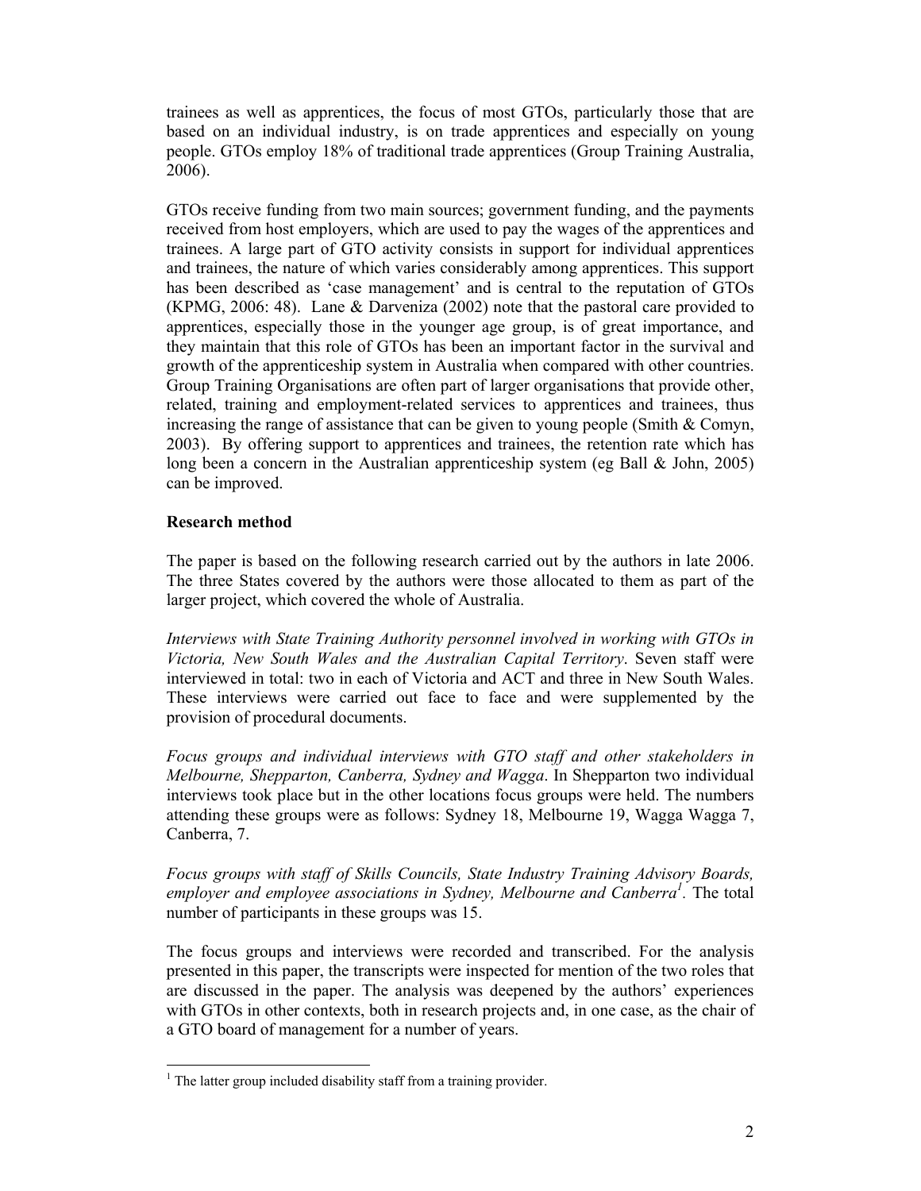trainees as well as apprentices, the focus of most GTOs, particularly those that are based on an individual industry, is on trade apprentices and especially on young people. GTOs employ 18% of traditional trade apprentices (Group Training Australia, 2006).

GTOs receive funding from two main sources; government funding, and the payments received from host employers, which are used to pay the wages of the apprentices and trainees. A large part of GTO activity consists in support for individual apprentices and trainees, the nature of which varies considerably among apprentices. This support has been described as 'case management' and is central to the reputation of GTOs (KPMG, 2006: 48). Lane & Darveniza (2002) note that the pastoral care provided to apprentices, especially those in the younger age group, is of great importance, and they maintain that this role of GTOs has been an important factor in the survival and growth of the apprenticeship system in Australia when compared with other countries. Group Training Organisations are often part of larger organisations that provide other, related, training and employment-related services to apprentices and trainees, thus increasing the range of assistance that can be given to young people (Smith & Comyn, 2003). By offering support to apprentices and trainees, the retention rate which has long been a concern in the Australian apprenticeship system (eg Ball & John, 2005) can be improved.

## Research method

The paper is based on the following research carried out by the authors in late 2006. The three States covered by the authors were those allocated to them as part of the larger project, which covered the whole of Australia.

*Interviews with State Training Authority personnel involved in working with GTOs in Victoria, New South Wales and the Australian Capital Territory*. Seven staff were interviewed in total: two in each of Victoria and ACT and three in New South Wales. These interviews were carried out face to face and were supplemented by the provision of procedural documents.

*Focus groups and individual interviews with GTO staff and other stakeholders in Melbourne, Shepparton, Canberra, Sydney and Wagga*. In Shepparton two individual interviews took place but in the other locations focus groups were held. The numbers attending these groups were as follows: Sydney 18, Melbourne 19, Wagga Wagga 7, Canberra, 7.

*Focus groups with staff of Skills Councils, State Industry Training Advisory Boards, employer and employee associations in Sydney, Melbourne and Canberra*[1]. The total number of participants in these groups was 15.

The focus groups and interviews were recorded and transcribed. For the analysis presented in this paper, the transcripts were inspected for mention of the two roles that are discussed in the paper. The analysis was deepened by the authors' experiences with GTOs in other contexts, both in research projects and, in one case, as the chair of a GTO board of management for a number of years.

[1] The latter group included disability staff from a training provider.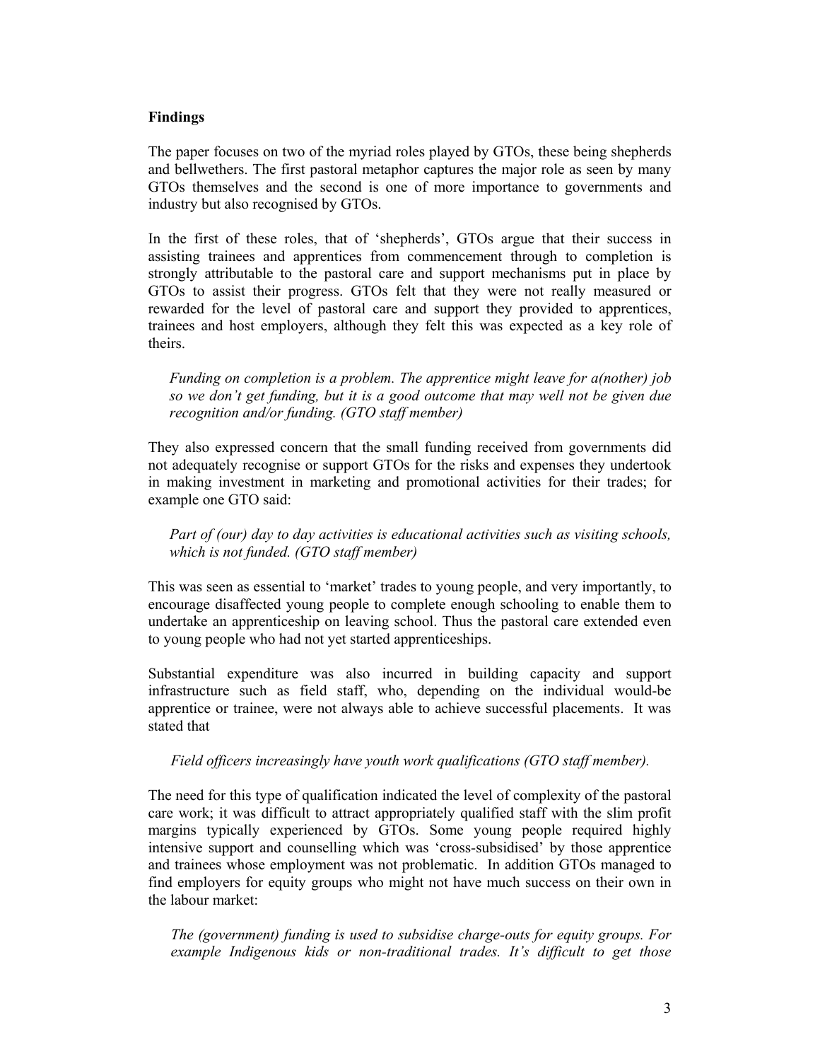## Findings

The paper focuses on two of the myriad roles played by GTOs, these being shepherds and bellwethers. The first pastoral metaphor captures the major role as seen by many GTOs themselves and the second is one of more importance to governments and industry but also recognised by GTOs.

In the first of these roles, that of 'shepherds', GTOs argue that their success in assisting trainees and apprentices from commencement through to completion is strongly attributable to the pastoral care and support mechanisms put in place by GTOs to assist their progress. GTOs felt that they were not really measured or rewarded for the level of pastoral care and support they provided to apprentices, trainees and host employers, although they felt this was expected as a key role of theirs.

> *Funding on completion is a problem. The apprentice might leave for a(nother) job so we don't get funding, but it is a good outcome that may well not be given due recognition and/or funding. (GTO staff member)*

They also expressed concern that the small funding received from governments did not adequately recognise or support GTOs for the risks and expenses they undertook in making investment in marketing and promotional activities for their trades; for example one GTO said:

> *Part of (our) day to day activities is educational activities such as visiting schools, which is not funded. (GTO staff member)*

This was seen as essential to 'market' trades to young people, and very importantly, to encourage disaffected young people to complete enough schooling to enable them to undertake an apprenticeship on leaving school. Thus the pastoral care extended even to young people who had not yet started apprenticeships.

Substantial expenditure was also incurred in building capacity and support infrastructure such as field staff, who, depending on the individual would-be apprentice or trainee, were not always able to achieve successful placements. It was stated that

> *Field officers increasingly have youth work qualifications (GTO staff member).*

The need for this type of qualification indicated the level of complexity of the pastoral care work; it was difficult to attract appropriately qualified staff with the slim profit margins typically experienced by GTOs. Some young people required highly intensive support and counselling which was 'cross-subsidised' by those apprentice and trainees whose employment was not problematic. In addition GTOs managed to find employers for equity groups who might not have much success on their own in the labour market:

> *The (government) funding is used to subsidise charge-outs for equity groups. For example Indigenous kids or non-traditional trades. It's difficult to get those*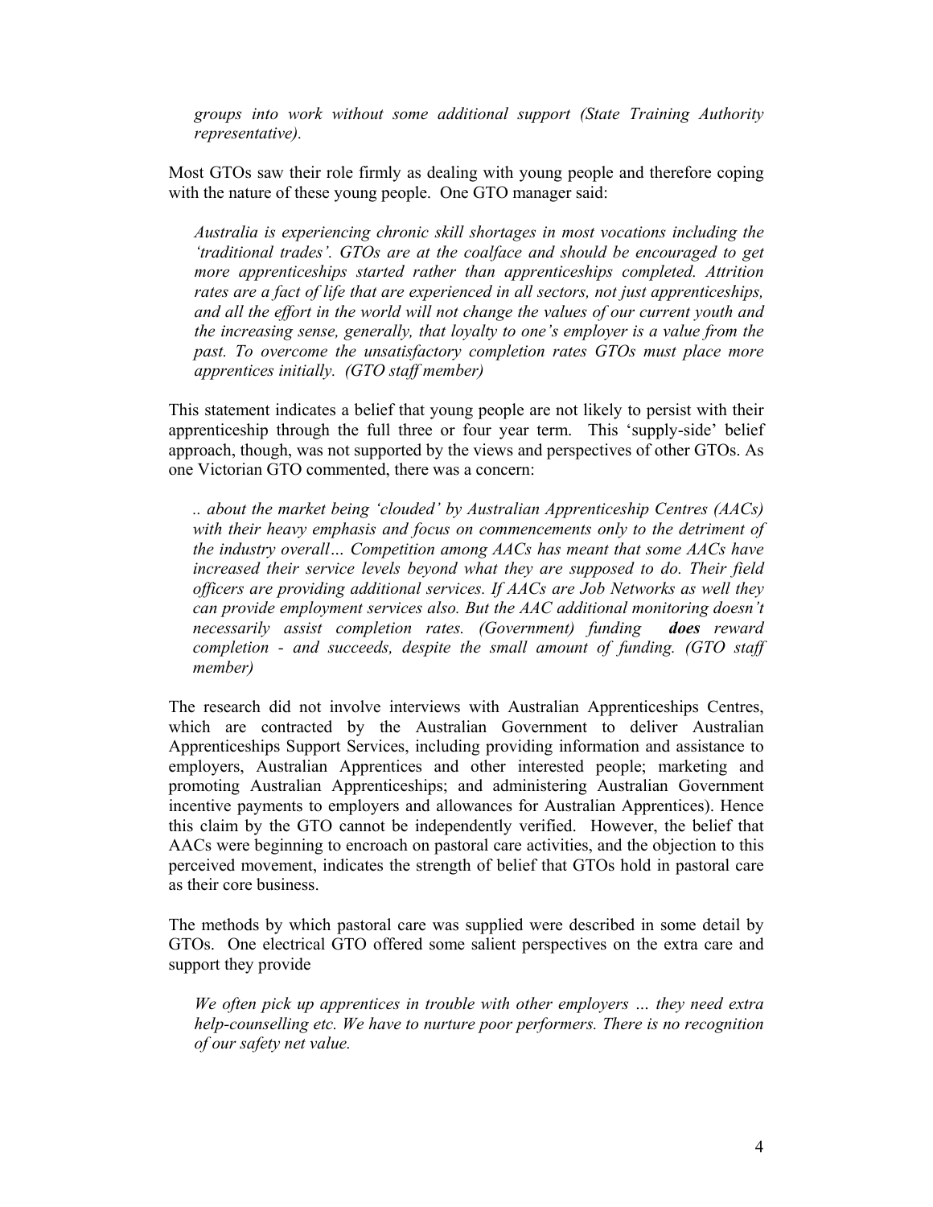*groups into work without some additional support (State Training Authority representative).*

Most GTOs saw their role firmly as dealing with young people and therefore coping with the nature of these young people. One GTO manager said:

> *Australia is experiencing chronic skill shortages in most vocations including the 'traditional trades'. GTOs are at the coalface and should be encouraged to get more apprenticeships started rather than apprenticeships completed. Attrition rates are a fact of life that are experienced in all sectors, not just apprenticeships, and all the effort in the world will not change the values of our current youth and the increasing sense, generally, that loyalty to one's employer is a value from the past. To overcome the unsatisfactory completion rates GTOs must place more apprentices initially. (GTO staff member)*

This statement indicates a belief that young people are not likely to persist with their apprenticeship through the full three or four year term. This 'supply-side' belief approach, though, was not supported by the views and perspectives of other GTOs. As one Victorian GTO commented, there was a concern:

> *.. about the market being 'clouded' by Australian Apprenticeship Centres (AACs) with their heavy emphasis and focus on commencements only to the detriment of the industry overall… Competition among AACs has meant that some AACs have increased their service levels beyond what they are supposed to do. Their field officers are providing additional services. If AACs are Job Networks as well they can provide employment services also. But the AAC additional monitoring doesn't necessarily assist completion rates. (Government) funding* ***does*** *reward completion - and succeeds, despite the small amount of funding. (GTO staff member)*

The research did not involve interviews with Australian Apprenticeships Centres, which are contracted by the Australian Government to deliver Australian Apprenticeships Support Services, including providing information and assistance to employers, Australian Apprentices and other interested people; marketing and promoting Australian Apprenticeships; and administering Australian Government incentive payments to employers and allowances for Australian Apprentices). Hence this claim by the GTO cannot be independently verified. However, the belief that AACs were beginning to encroach on pastoral care activities, and the objection to this perceived movement, indicates the strength of belief that GTOs hold in pastoral care as their core business.

The methods by which pastoral care was supplied were described in some detail by GTOs. One electrical GTO offered some salient perspectives on the extra care and support they provide

> *We often pick up apprentices in trouble with other employers … they need extra help-counselling etc. We have to nurture poor performers. There is no recognition of our safety net value.*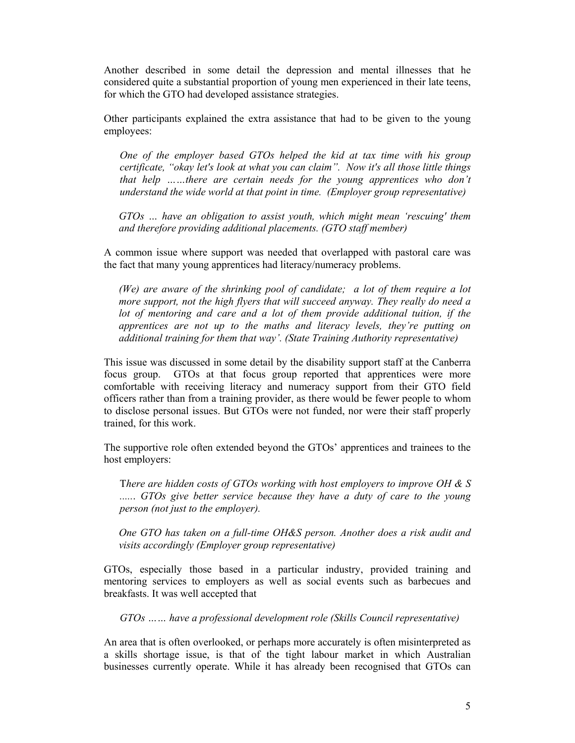Another described in some detail the depression and mental illnesses that he considered quite a substantial proportion of young men experienced in their late teens, for which the GTO had developed assistance strategies.

Other participants explained the extra assistance that had to be given to the young employees:

> *One of the employer based GTOs helped the kid at tax time with his group certificate, "okay let's look at what you can claim". Now it's all those little things that help ……there are certain needs for the young apprentices who don't understand the wide world at that point in time. (Employer group representative)*

> *GTOs … have an obligation to assist youth, which might mean 'rescuing' them and therefore providing additional placements. (GTO staff member)*

A common issue where support was needed that overlapped with pastoral care was the fact that many young apprentices had literacy/numeracy problems.

> *(We) are aware of the shrinking pool of candidate; a lot of them require a lot more support, not the high flyers that will succeed anyway. They really do need a lot of mentoring and care and a lot of them provide additional tuition, if the apprentices are not up to the maths and literacy levels, they're putting on additional training for them that way'. (State Training Authority representative)*

This issue was discussed in some detail by the disability support staff at the Canberra focus group. GTOs at that focus group reported that apprentices were more comfortable with receiving literacy and numeracy support from their GTO field officers rather than from a training provider, as there would be fewer people to whom to disclose personal issues. But GTOs were not funded, nor were their staff properly trained, for this work.

The supportive role often extended beyond the GTOs' apprentices and trainees to the host employers:

> *There are hidden costs of GTOs working with host employers to improve OH & S ...... GTOs give better service because they have a duty of care to the young person (not just to the employer).*

> *One GTO has taken on a full-time OH&S person. Another does a risk audit and visits accordingly (Employer group representative)*

GTOs, especially those based in a particular industry, provided training and mentoring services to employers as well as social events such as barbecues and breakfasts. It was well accepted that

> *GTOs …… have a professional development role (Skills Council representative)*

An area that is often overlooked, or perhaps more accurately is often misinterpreted as a skills shortage issue, is that of the tight labour market in which Australian businesses currently operate. While it has already been recognised that GTOs can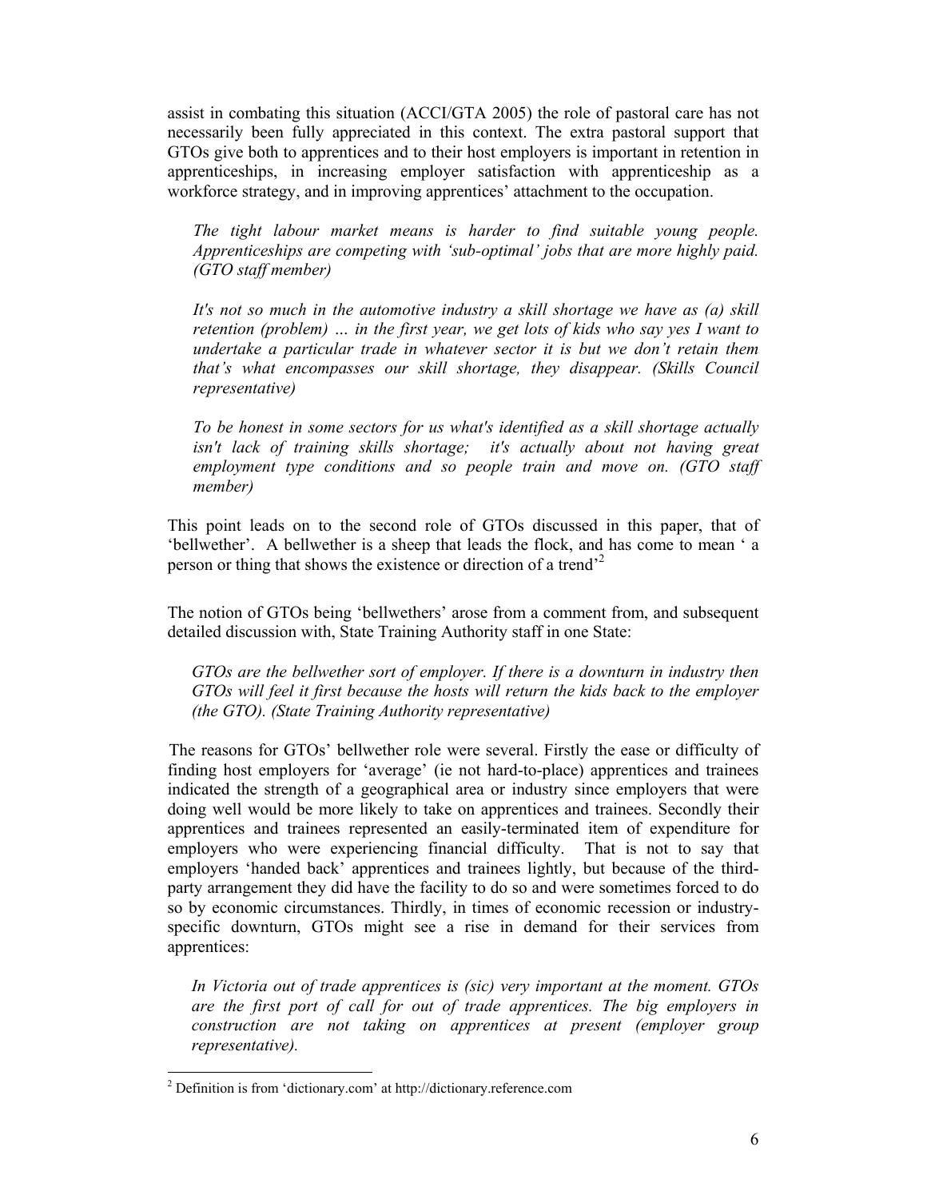assist in combating this situation (ACCI/GTA 2005) the role of pastoral care has not necessarily been fully appreciated in this context. The extra pastoral support that GTOs give both to apprentices and to their host employers is important in retention in apprenticeships, in increasing employer satisfaction with apprenticeship as a workforce strategy, and in improving apprentices' attachment to the occupation.

> *The tight labour market means is harder to find suitable young people. Apprenticeships are competing with 'sub-optimal' jobs that are more highly paid. (GTO staff member)*

> *It's not so much in the automotive industry a skill shortage we have as (a) skill retention (problem) … in the first year, we get lots of kids who say yes I want to undertake a particular trade in whatever sector it is but we don't retain them that's what encompasses our skill shortage, they disappear. (Skills Council representative)*

> *To be honest in some sectors for us what's identified as a skill shortage actually isn't lack of training skills shortage; it's actually about not having great employment type conditions and so people train and move on. (GTO staff member)*

This point leads on to the second role of GTOs discussed in this paper, that of 'bellwether'. A bellwether is a sheep that leads the flock, and has come to mean ' a person or thing that shows the existence or direction of a trend'[2]

The notion of GTOs being 'bellwethers' arose from a comment from, and subsequent detailed discussion with, State Training Authority staff in one State:

> *GTOs are the bellwether sort of employer. If there is a downturn in industry then GTOs will feel it first because the hosts will return the kids back to the employer (the GTO). (State Training Authority representative)*

The reasons for GTOs' bellwether role were several. Firstly the ease or difficulty of finding host employers for 'average' (ie not hard-to-place) apprentices and trainees indicated the strength of a geographical area or industry since employers that were doing well would be more likely to take on apprentices and trainees. Secondly their apprentices and trainees represented an easily-terminated item of expenditure for employers who were experiencing financial difficulty. That is not to say that employers 'handed back' apprentices and trainees lightly, but because of the third-party arrangement they did have the facility to do so and were sometimes forced to do so by economic circumstances. Thirdly, in times of economic recession or industry-specific downturn, GTOs might see a rise in demand for their services from apprentices:

> *In Victoria out of trade apprentices is (sic) very important at the moment. GTOs are the first port of call for out of trade apprentices. The big employers in construction are not taking on apprentices at present (employer group representative).*

---

[2] Definition is from 'dictionary.com' at http://dictionary.reference.com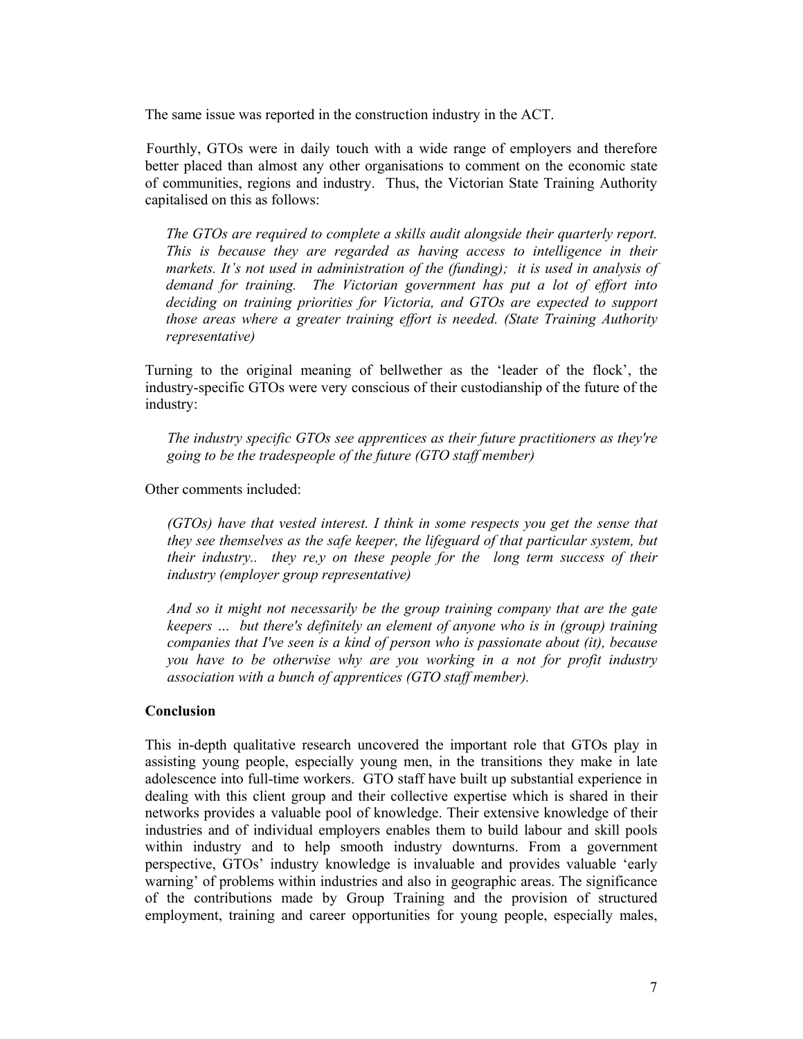The same issue was reported in the construction industry in the ACT.

Fourthly, GTOs were in daily touch with a wide range of employers and therefore better placed than almost any other organisations to comment on the economic state of communities, regions and industry. Thus, the Victorian State Training Authority capitalised on this as follows:

> *The GTOs are required to complete a skills audit alongside their quarterly report. This is because they are regarded as having access to intelligence in their markets. It's not used in administration of the (funding); it is used in analysis of demand for training. The Victorian government has put a lot of effort into deciding on training priorities for Victoria, and GTOs are expected to support those areas where a greater training effort is needed. (State Training Authority representative)*

Turning to the original meaning of bellwether as the 'leader of the flock', the industry-specific GTOs were very conscious of their custodianship of the future of the industry:

> *The industry specific GTOs see apprentices as their future practitioners as they're going to be the tradespeople of the future (GTO staff member)*

Other comments included:

> *(GTOs) have that vested interest. I think in some respects you get the sense that they see themselves as the safe keeper, the lifeguard of that particular system, but their industry.. they re,y on these people for the long term success of their industry (employer group representative)*

> *And so it might not necessarily be the group training company that are the gate keepers … but there's definitely an element of anyone who is in (group) training companies that I've seen is a kind of person who is passionate about (it), because you have to be otherwise why are you working in a not for profit industry association with a bunch of apprentices (GTO staff member).*

**Conclusion**

This in-depth qualitative research uncovered the important role that GTOs play in assisting young people, especially young men, in the transitions they make in late adolescence into full-time workers. GTO staff have built up substantial experience in dealing with this client group and their collective expertise which is shared in their networks provides a valuable pool of knowledge. Their extensive knowledge of their industries and of individual employers enables them to build labour and skill pools within industry and to help smooth industry downturns. From a government perspective, GTOs' industry knowledge is invaluable and provides valuable 'early warning' of problems within industries and also in geographic areas. The significance of the contributions made by Group Training and the provision of structured employment, training and career opportunities for young people, especially males,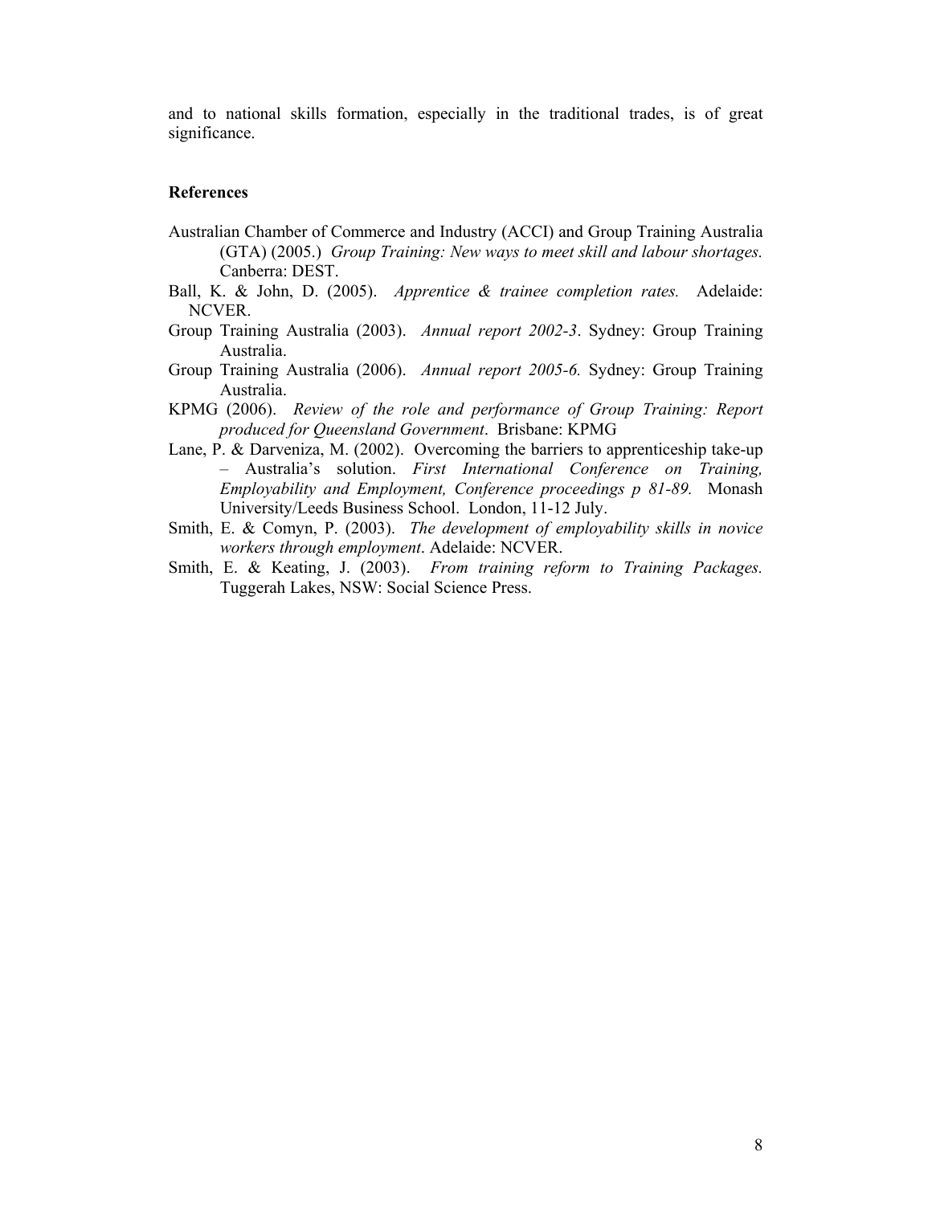and to national skills formation, especially in the traditional trades, is of great significance.

## References

Australian Chamber of Commerce and Industry (ACCI) and Group Training Australia (GTA) (2005.) *Group Training: New ways to meet skill and labour shortages.* Canberra: DEST.

Ball, K. & John, D. (2005). *Apprentice & trainee completion rates.* Adelaide: NCVER.

Group Training Australia (2003). *Annual report 2002-3*. Sydney: Group Training Australia.

Group Training Australia (2006). *Annual report 2005-6.* Sydney: Group Training Australia.

KPMG (2006). *Review of the role and performance of Group Training: Report produced for Queensland Government*. Brisbane: KPMG

Lane, P. & Darveniza, M. (2002). Overcoming the barriers to apprenticeship take-up – Australia's solution. *First International Conference on Training, Employability and Employment, Conference proceedings p 81-89.* Monash University/Leeds Business School. London, 11-12 July.

Smith, E. & Comyn, P. (2003). *The development of employability skills in novice workers through employment*. Adelaide: NCVER.

Smith, E. & Keating, J. (2003). *From training reform to Training Packages.* Tuggerah Lakes, NSW: Social Science Press.